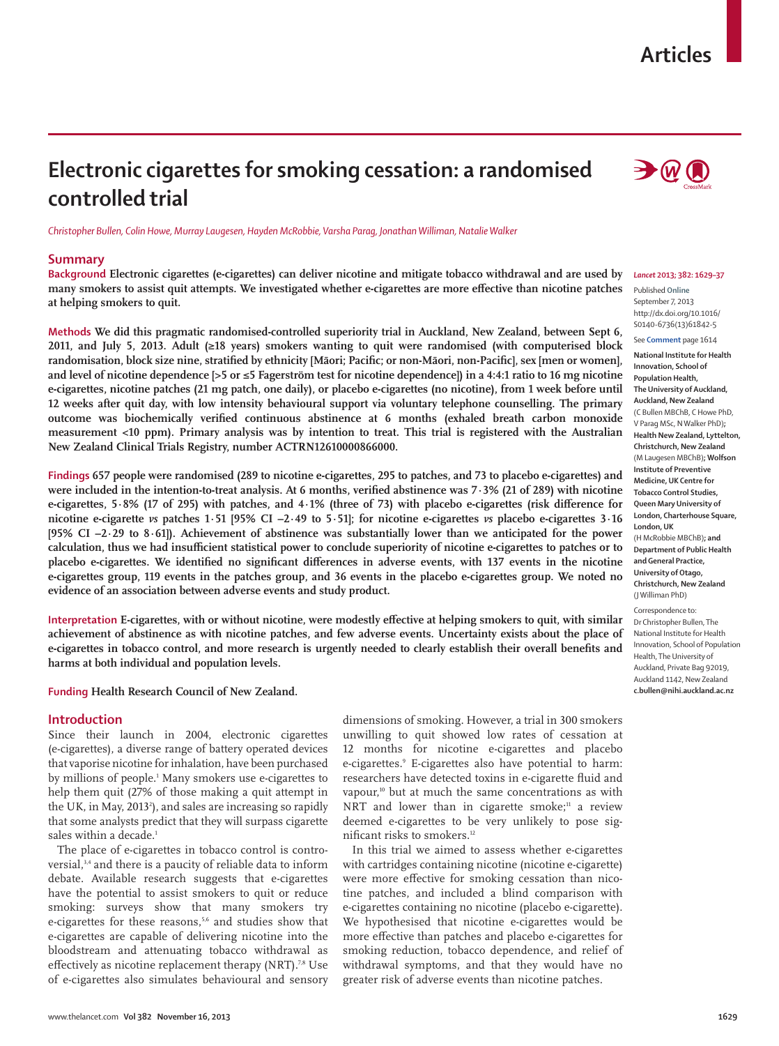# Electronic cigarettes for smoking cessation: a randomised controlled trial

*Christopher Bullen, Colin Howe, Murray Laugesen, Hayden McRobbie, Varsha Parag, Jonathan Williman, Natalie Walker*

## Summary

**Background** **Electronic cigarettes (e-cigarettes) can deliver nicotine and mitigate tobacco withdrawal and are used by many smokers to assist quit attempts. We investigated whether e-cigarettes are more effective than nicotine patches at helping smokers to quit.**

**Methods** **We did this pragmatic randomised-controlled superiority trial in Auckland, New Zealand, between Sept 6, 2011, and July 5, 2013. Adult (≥18 years) smokers wanting to quit were randomised (with computerised block randomisation, block size nine, stratified by ethnicity [Māori; Pacific; or non-Māori, non-Pacific], sex [men or women], and level of nicotine dependence [>5 or ≤5 Fagerström test for nicotine dependence]) in a 4:4:1 ratio to 16 mg nicotine e-cigarettes, nicotine patches (21 mg patch, one daily), or placebo e-cigarettes (no nicotine), from 1 week before until 12 weeks after quit day, with low intensity behavioural support via voluntary telephone counselling. The primary outcome was biochemically verified continuous abstinence at 6 months (exhaled breath carbon monoxide measurement <10 ppm). Primary analysis was by intention to treat. This trial is registered with the Australian New Zealand Clinical Trials Registry, number ACTRN12610000866000.**

**Findings** **657 people were randomised (289 to nicotine e-cigarettes, 295 to patches, and 73 to placebo e-cigarettes) and were included in the intention-to-treat analysis. At 6 months, verified abstinence was 7·3% (21 of 289) with nicotine e-cigarettes, 5·8% (17 of 295) with patches, and 4·1% (three of 73) with placebo e-cigarettes (risk difference for nicotine e-cigarette *vs* patches 1·51 [95% CI –2·49 to 5·51]; for nicotine e-cigarettes *vs* placebo e-cigarettes 3·16 [95% CI –2·29 to 8·61]). Achievement of abstinence was substantially lower than we anticipated for the power calculation, thus we had insufficient statistical power to conclude superiority of nicotine e-cigarettes to patches or to placebo e-cigarettes. We identified no significant differences in adverse events, with 137 events in the nicotine e-cigarettes group, 119 events in the patches group, and 36 events in the placebo e-cigarettes group. We noted no evidence of an association between adverse events and study product.**

**Interpretation** **E-cigarettes, with or without nicotine, were modestly effective at helping smokers to quit, with similar achievement of abstinence as with nicotine patches, and few adverse events. Uncertainty exists about the place of e-cigarettes in tobacco control, and more research is urgently needed to clearly establish their overall benefits and harms at both individual and population levels.**

**Funding** **Health Research Council of New Zealand.**

*Lancet* 2013; 382: 1629–37

Published Online September 7, 2013 http://dx.doi.org/10.1016/S0140-6736(13)61842-5

See **Comment** page 1614

**National Institute for Health Innovation, School of Population Health, The University of Auckland, Auckland, New Zealand** (C Bullen MBChB, C Howe PhD, V Parag MSc, N Walker PhD)**; Health New Zealand, Lyttelton, Christchurch, New Zealand** (M Laugesen MBChB)**; Wolfson Institute of Preventive Medicine, UK Centre for Tobacco Control Studies, Queen Mary University of London, Charterhouse Square, London, UK** (H McRobbie MBChB)**; and Department of Public Health and General Practice, University of Otago, Christchurch, New Zealand** (J Williman PhD)

Correspondence to: Dr Christopher Bullen, The National Institute for Health Innovation, School of Population Health, The University of Auckland, Private Bag 92019, Auckland 1142, New Zealand **c.bullen@nihi.auckland.ac.nz**

## Introduction

Since their launch in 2004, electronic cigarettes (e-cigarettes), a diverse range of battery operated devices that vaporise nicotine for inhalation, have been purchased by millions of people.[1] Many smokers use e-cigarettes to help them quit (27% of those making a quit attempt in the UK, in May, 2013[2]), and sales are increasing so rapidly that some analysts predict that they will surpass cigarette sales within a decade.[1]

The place of e-cigarettes in tobacco control is controversial,[3,4] and there is a paucity of reliable data to inform debate. Available research suggests that e-cigarettes have the potential to assist smokers to quit or reduce smoking: surveys show that many smokers try e-cigarettes for these reasons,[5,6] and studies show that e-cigarettes are capable of delivering nicotine into the bloodstream and attenuating tobacco withdrawal as effectively as nicotine replacement therapy (NRT).[7,8] Use of e-cigarettes also simulates behavioural and sensory dimensions of smoking. However, a trial in 300 smokers unwilling to quit showed low rates of cessation at 12 months for nicotine e-cigarettes and placebo e-cigarettes.[9] E-cigarettes also have potential to harm: researchers have detected toxins in e-cigarette fluid and vapour,[10] but at much the same concentrations as with NRT and lower than in cigarette smoke;[11] a review deemed e-cigarettes to be very unlikely to pose significant risks to smokers.[12]

In this trial we aimed to assess whether e-cigarettes with cartridges containing nicotine (nicotine e-cigarette) were more effective for smoking cessation than nicotine patches, and included a blind comparison with e-cigarettes containing no nicotine (placebo e-cigarette). We hypothesised that nicotine e-cigarettes would be more effective than patches and placebo e-cigarettes for smoking reduction, tobacco dependence, and relief of withdrawal symptoms, and that they would have no greater risk of adverse events than nicotine patches.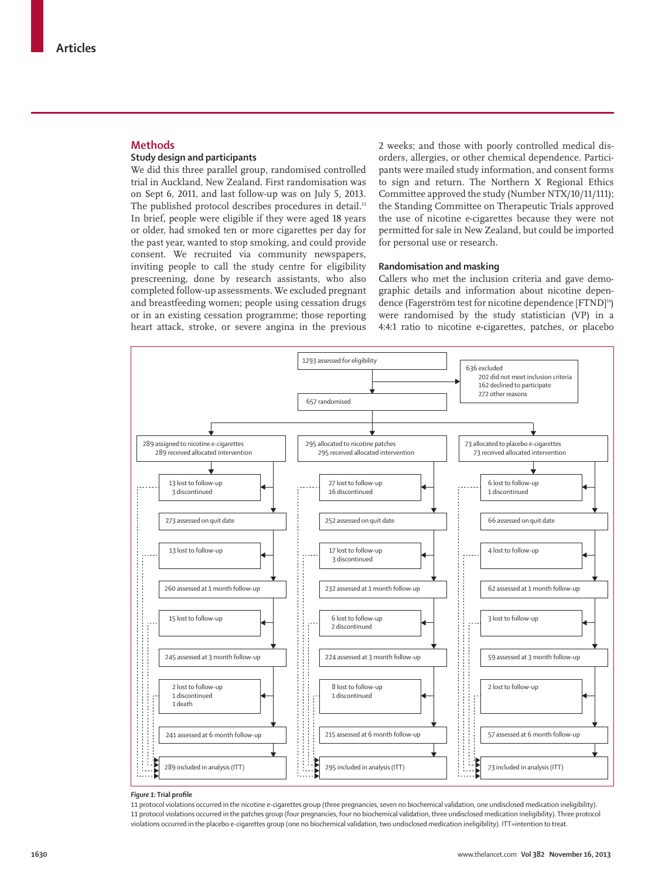## Methods

### Study design and participants

We did this three parallel group, randomised controlled trial in Auckland, New Zealand. First randomisation was on Sept 6, 2011, and last follow-up was on July 5, 2013. The published protocol describes procedures in detail.[13] In brief, people were eligible if they were aged 18 years or older, had smoked ten or more cigarettes per day for the past year, wanted to stop smoking, and could provide consent. We recruited via community newspapers, inviting people to call the study centre for eligibility prescreening, done by research assistants, who also completed follow-up assessments. We excluded pregnant and breastfeeding women; people using cessation drugs or in an existing cessation programme; those reporting heart attack, stroke, or severe angina in the previous 2 weeks; and those with poorly controlled medical disorders, allergies, or other chemical dependence. Participants were mailed study information, and consent forms to sign and return. The Northern X Regional Ethics Committee approved the study (Number NTX/10/11/111); the Standing Committee on Therapeutic Trials approved the use of nicotine e-cigarettes because they were not permitted for sale in New Zealand, but could be imported for personal use or research.

### Randomisation and masking

Callers who met the inclusion criteria and gave demographic details and information about nicotine dependence (Fagerström test for nicotine dependence [FTND][14]) were randomised by the study statistician (VP) in a 4:4:1 ratio to nicotine e-cigarettes, patches, or placebo

1293 assessed for eligibility

636 excluded
- 202 did not meet inclusion criteria
- 162 declined to participate
- 272 other reasons

657 randomised

| Nicotine e-cigarettes | Nicotine patches | Placebo e-cigarettes |
|---|---|---|
| 289 assigned to nicotine e-cigarettes; 289 received allocated intervention | 295 allocated to nicotine patches; 295 received allocated intervention | 73 allocated to placebo e-cigarettes; 73 received allocated intervention |
| 13 lost to follow-up; 3 discontinued | 27 lost to follow-up; 16 discontinued | 6 lost to follow-up; 1 discontinued |
| 273 assessed on quit date | 252 assessed on quit date | 66 assessed on quit date |
| 13 lost to follow-up | 17 lost to follow-up; 3 discontinued | 4 lost to follow-up |
| 260 assessed at 1 month follow-up | 232 assessed at 1 month follow-up | 62 assessed at 1 month follow-up |
| 15 lost to follow-up | 6 lost to follow-up; 2 discontinued | 3 lost to follow-up |
| 245 assessed at 3 month follow-up | 224 assessed at 3 month follow-up | 59 assessed at 3 month follow-up |
| 2 lost to follow-up; 1 discontinued; 1 death | 8 lost to follow-up; 1 discontinued | 2 lost to follow-up |
| 241 assessed at 6 month follow-up | 215 assessed at 6 month follow-up | 57 assessed at 6 month follow-up |
| 289 included in analysis (ITT) | 295 included in analysis (ITT) | 73 included in analysis (ITT) |

***Figure 1:*** **Trial profile**

11 protocol violations occurred in the nicotine e-cigarettes group (three pregnancies, seven no biochemical validation, one undisclosed medication ineligibility). 11 protocol violations occurred in the patches group (four pregnancies, four no biochemical validation, three undisclosed medication ineligibility). Three protocol violations occurred in the placebo e-cigarettes group (one no biochemical validation, two undisclosed medication ineligibility). ITT=intention to treat.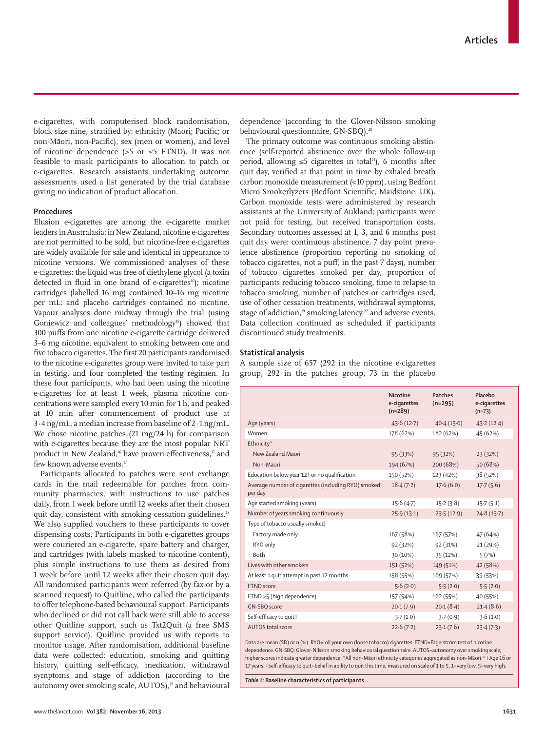e-cigarettes, with computerised block randomisation, block size nine, stratified by: ethnicity (Māori; Pacific; or non-Māori, non-Pacific), sex (men or women), and level of nicotine dependence (>5 or ≤5 FTND). It was not feasible to mask participants to allocation to patch or e-cigarettes. Research assistants undertaking outcome assessments used a list generated by the trial database giving no indication of product allocation.

### Procedures

Elusion e-cigarettes are among the e-cigarette market leaders in Australasia; in New Zealand, nicotine e-cigarettes are not permitted to be sold, but nicotine-free e-cigarettes are widely available for sale and identical in appearance to nicotine versions. We commissioned analyses of these e-cigarettes: the liquid was free of diethylene glycol (a toxin detected in fluid in one brand of e-cigarettes[10]); nicotine cartridges (labelled 16 mg) contained 10–16 mg nicotine per mL; and placebo cartridges contained no nicotine. Vapour analyses done midway through the trial (using Goniewicz and colleagues' methodology[15]) showed that 300 puffs from one nicotine e-cigarette cartridge delivered 3–6 mg nicotine, equivalent to smoking between one and five tobacco cigarettes. The first 20 participants randomised to the nicotine e-cigarettes group were invited to take part in testing, and four completed the testing regimen. In these four participants, who had been using the nicotine e-cigarettes for at least 1 week, plasma nicotine concentrations were sampled every 10 min for 1 h, and peaked at 10 min after commencement of product use at 3·4 ng/mL, a median increase from baseline of 2·1 ng/mL. We chose nicotine patches (21 mg/24 h) for comparison with e-cigarettes because they are the most popular NRT product in New Zealand,[16] have proven effectiveness,[17] and few known adverse events.[17]

Participants allocated to patches were sent exchange cards in the mail redeemable for patches from community pharmacies, with instructions to use patches daily, from 1 week before until 12 weeks after their chosen quit day, consistent with smoking cessation guidelines.[18] We also supplied vouchers to these participants to cover dispensing costs. Participants in both e-cigarettes groups were couriered an e-cigarette, spare battery and charger, and cartridges (with labels masked to nicotine content), plus simple instructions to use them as desired from 1 week before until 12 weeks after their chosen quit day. All randomised participants were referred (by fax or by a scanned request) to Quitline, who called the participants to offer telephone-based behavioural support. Participants who declined or did not call back were still able to access other Quitline support, such as Txt2Quit (a free SMS support service). Quitline provided us with reports to monitor usage. After randomisation, additional baseline data were collected: education, smoking and quitting history, quitting self-efficacy, medication, withdrawal symptoms and stage of addiction (according to the autonomy over smoking scale, AUTOS),[19] and behavioural dependence (according to the Glover-Nilsson smoking behavioural questionnaire, GN-SBQ).[20]

The primary outcome was continuous smoking abstinence (self-reported abstinence over the whole follow-up period, allowing ≤5 cigarettes in total[21]), 6 months after quit day, verified at that point in time by exhaled breath carbon monoxide measurement (<10 ppm), using Bedfont Micro Smokerlyzers (Bedfont Scientific, Maidstone, UK). Carbon monoxide tests were administered by research assistants at the University of Aukland; participants were not paid for testing, but received transportation costs. Secondary outcomes assessed at 1, 3, and 6 months post quit day were: continuous abstinence, 7 day point prevalence abstinence (proportion reporting no smoking of tobacco cigarettes, not a puff, in the past 7 days), number of tobacco cigarettes smoked per day, proportion of participants reducing tobacco smoking, time to relapse to tobacco smoking, number of patches or cartridges used, use of other cessation treatments, withdrawal symptoms, stage of addiction,[19] smoking latency,[22] and adverse events. Data collection continued as scheduled if participants discontinued study treatments.

### Statistical analysis

A sample size of 657 (292 in the nicotine e-cigarettes group, 292 in the patches group, 73 in the placebo

| | Nicotine e-cigarettes (n=289) | Patches (n=295) | Placebo e-cigarettes (n=73) |
|---|---|---|---|
| Age (years) | 43·6 (12·7) | 40·4 (13·0) | 43·2 (12·4) |
| Women | 178 (62%) | 182 (62%) | 45 (62%) |
| Ethnicity* | | | |
| New Zealand Māori | 95 (33%) | 95 (32%) | 23 (32%) |
| Non-Māori | 194 (67%) | 200 (68%) | 50 (68%) |
| Education below year 12† or no qualification | 150 (52%) | 123 (42%) | 38 (52%) |
| Average number of cigarettes (including RYO) smoked per day | 18·4 (7·2) | 17·6 (6·0) | 17·7 (5·6) |
| Age started smoking (years) | 15·6 (4·7) | 15·2 (3·8) | 15·7 (5·1) |
| Number of years smoking continuously | 25·9 (13·1) | 23·5 (12·9) | 24·8 (13·7) |
| Type of tobacco usually smoked | | | |
| Factory made only | 167 (58%) | 167 (57%) | 47 (64%) |
| RYO only | 92 (32%) | 92 (31%) | 21 (29%) |
| Both | 30 (10%) | 35 (12%) | 5 (7%) |
| Lives with other smokers | 151 (52%) | 149 (51%) | 42 (58%) |
| At least 1 quit attempt in past 12 months | 158 (55%) | 169 (57%) | 39 (53%) |
| FTND score | 5·6 (2·0) | 5·5 (2·0) | 5·5 (2·0) |
| FTND >5 (high dependence) | 157 (54%) | 162 (55%) | 40 (55%) |
| GN-SBQ score | 20·1 (7·9) | 20·1 (8·4) | 21·4 (8·6) |
| Self-efficacy to quit‡ | 3·7 (1·0) | 3·7 (0·9) | 3·6 (1·0) |
| AUTOS total score | 22·6 (7·2) | 23·1 (7·6) | 23·4 (7·3) |

Data are mean (SD) or n (%). RYO=roll your own (loose tobacco) cigarettes. FTND=Fagerström test of nicotine dependence. GN-SBQ: Glover-Nilsson smoking behavioural questionnaire. AUTOS=autonomy over smoking scale; higher scores indicate greater dependence. *All non-Māori ethnicity categories aggregated as non-Māori.[23] †Age 16 or 17 years. ‡Self-efficacy to quit=belief in ability to quit this time, measured on scale of 1 to 5, 1=very low, 5=very high.

*Table 1:* **Baseline characteristics of participants**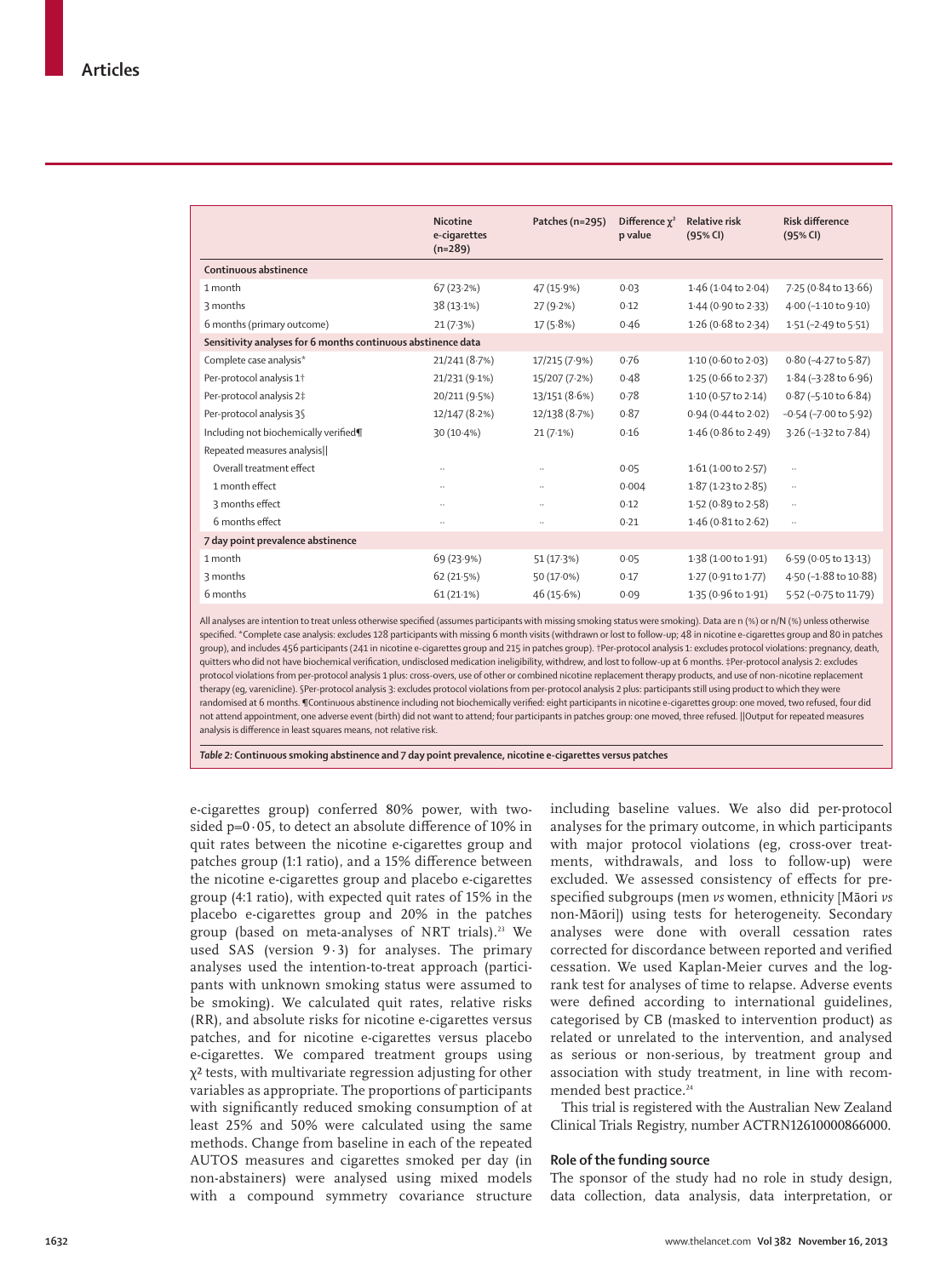| | Nicotine e-cigarettes (n=289) | Patches (n=295) | Difference $\chi^2$ p value | Relative risk (95% CI) | Risk difference (95% CI) |
|---|---|---|---|---|---|
| **Continuous abstinence** | | | | | |
| 1 month | 67 (23·2%) | 47 (15·9%) | 0·03 | 1·46 (1·04 to 2·04) | 7·25 (0·84 to 13·66) |
| 3 months | 38 (13·1%) | 27 (9·2%) | 0·12 | 1·44 (0·90 to 2·33) | 4·00 (−1·10 to 9·10) |
| 6 months (primary outcome) | 21 (7·3%) | 17 (5·8%) | 0·46 | 1·26 (0·68 to 2·34) | 1·51 (−2·49 to 5·51) |
| **Sensitivity analyses for 6 months continuous abstinence data** | | | | | |
| Complete case analysis* | 21/241 (8·7%) | 17/215 (7·9%) | 0·76 | 1·10 (0·60 to 2·03) | 0·80 (−4·27 to 5·87) |
| Per-protocol analysis 1† | 21/231 (9·1%) | 15/207 (7·2%) | 0·48 | 1·25 (0·66 to 2·37) | 1·84 (−3·28 to 6·96) |
| Per-protocol analysis 2‡ | 20/211 (9·5%) | 13/151 (8·6%) | 0·78 | 1·10 (0·57 to 2·14) | 0·87 (−5·10 to 6·84) |
| Per-protocol analysis 3§ | 12/147 (8·2%) | 12/138 (8·7%) | 0·87 | 0·94 (0·44 to 2·02) | −0·54 (−7·00 to 5·92) |
| Including not biochemically verified¶ | 30 (10·4%) | 21 (7·1%) | 0·16 | 1·46 (0·86 to 2·49) | 3·26 (−1·32 to 7·84) |
| Repeated measures analysis‖ | | | | | |
| Overall treatment effect | .. | .. | 0·05 | 1·61 (1·00 to 2·57) | .. |
| 1 month effect | .. | .. | 0·004 | 1·87 (1·23 to 2·85) | .. |
| 3 months effect | .. | .. | 0·12 | 1·52 (0·89 to 2·58) | .. |
| 6 months effect | .. | .. | 0·21 | 1·46 (0·81 to 2·62) | .. |
| **7 day point prevalence abstinence** | | | | | |
| 1 month | 69 (23·9%) | 51 (17·3%) | 0·05 | 1·38 (1·00 to 1·91) | 6·59 (0·05 to 13·13) |
| 3 months | 62 (21·5%) | 50 (17·0%) | 0·17 | 1·27 (0·91 to 1·77) | 4·50 (−1·88 to 10·88) |
| 6 months | 61 (21·1%) | 46 (15·6%) | 0·09 | 1·35 (0·96 to 1·91) | 5·52 (−0·75 to 11·79) |

All analyses are intention to treat unless otherwise specified (assumes participants with missing smoking status were smoking). Data are n (%) or n/N (%) unless otherwise specified. *Complete case analysis: excludes 128 participants with missing 6 month visits (withdrawn or lost to follow-up; 48 in nicotine e-cigarettes group and 80 in patches group), and includes 456 participants (241 in nicotine e-cigarettes group and 215 in patches group). †Per-protocol analysis 1: excludes protocol violations: pregnancy, death, quitters who did not have biochemical verification, undisclosed medication ineligibility, withdrew, and lost to follow-up at 6 months. ‡Per-protocol analysis 2: excludes protocol violations from per-protocol analysis 1 plus: cross-overs, use of other or combined nicotine replacement therapy products, and use of non-nicotine replacement therapy (eg, varenicline). §Per-protocol analysis 3: excludes protocol violations from per-protocol analysis 2 plus: participants still using product to which they were randomised at 6 months. ¶Continuous abstinence including not biochemically verified: eight participants in nicotine e-cigarettes group: one moved, two refused, four did not attend appointment, one adverse event (birth) did not want to attend; four participants in patches group: one moved, three refused. ‖Output for repeated measures analysis is difference in least squares means, not relative risk.

*Table 2:* **Continuous smoking abstinence and 7 day point prevalence, nicotine e-cigarettes versus patches**

e-cigarettes group) conferred 80% power, with two-sided p=0·05, to detect an absolute difference of 10% in quit rates between the nicotine e-cigarettes group and patches group (1:1 ratio), and a 15% difference between the nicotine e-cigarettes group and placebo e-cigarettes group (4:1 ratio), with expected quit rates of 15% in the placebo e-cigarettes group and 20% in the patches group (based on meta-analyses of NRT trials).[23] We used SAS (version 9·3) for analyses. The primary analyses used the intention-to-treat approach (participants with unknown smoking status were assumed to be smoking). We calculated quit rates, relative risks (RR), and absolute risks for nicotine e-cigarettes versus patches, and for nicotine e-cigarettes versus placebo e-cigarettes. We compared treatment groups using $\chi^2$ tests, with multivariate regression adjusting for other variables as appropriate. The proportions of participants with significantly reduced smoking consumption of at least 25% and 50% were calculated using the same methods. Change from baseline in each of the repeated AUTOS measures and cigarettes smoked per day (in non-abstainers) were analysed using mixed models with a compound symmetry covariance structure including baseline values. We also did per-protocol analyses for the primary outcome, in which participants with major protocol violations (eg, cross-over treatments, withdrawals, and loss to follow-up) were excluded. We assessed consistency of effects for pre-specified subgroups (men *vs* women, ethnicity [Māori *vs* non-Māori]) using tests for heterogeneity. Secondary analyses were done with overall cessation rates corrected for discordance between reported and verified cessation. We used Kaplan-Meier curves and the log-rank test for analyses of time to relapse. Adverse events were defined according to international guidelines, categorised by CB (masked to intervention product) as related or unrelated to the intervention, and analysed as serious or non-serious, by treatment group and association with study treatment, in line with recommended best practice.[24]

This trial is registered with the Australian New Zealand Clinical Trials Registry, number ACTRN12610000866000.

### Role of the funding source

The sponsor of the study had no role in study design, data collection, data analysis, data interpretation, or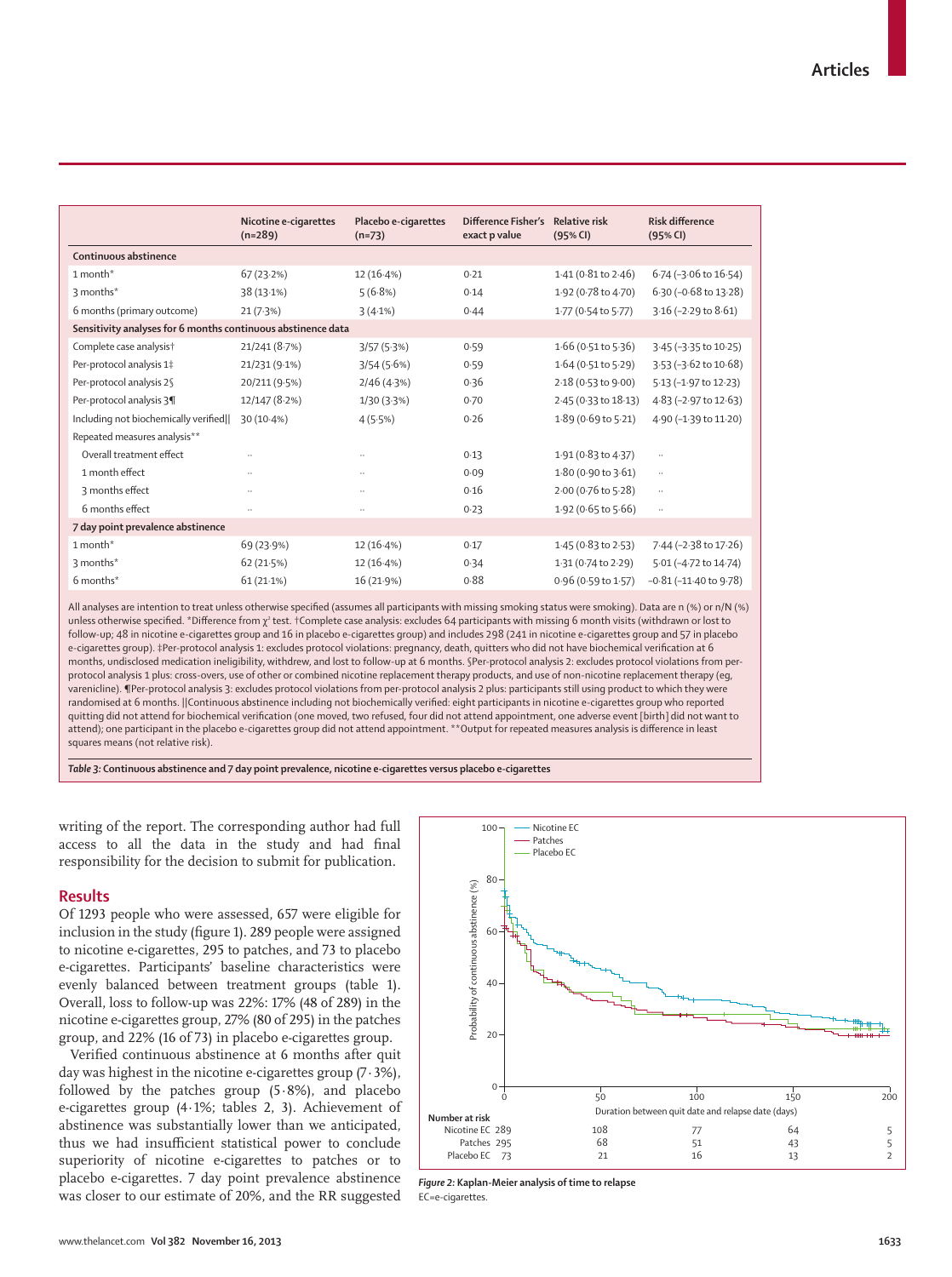| | Nicotine e-cigarettes (n=289) | Placebo e-cigarettes (n=73) | Difference Fisher's exact p value | Relative risk (95% CI) | Risk difference (95% CI) |
|---|---|---|---|---|---|
| **Continuous abstinence** | | | | | |
| 1 month* | 67 (23·2%) | 12 (16·4%) | 0·21 | 1·41 (0·81 to 2·46) | 6·74 (−3·06 to 16·54) |
| 3 months* | 38 (13·1%) | 5 (6·8%) | 0·14 | 1·92 (0·78 to 4·70) | 6·30 (−0·68 to 13·28) |
| 6 months (primary outcome) | 21 (7·3%) | 3 (4·1%) | 0·44 | 1·77 (0·54 to 5·77) | 3·16 (−2·29 to 8·61) |
| **Sensitivity analyses for 6 months continuous abstinence data** | | | | | |
| Complete case analysis† | 21/241 (8·7%) | 3/57 (5·3%) | 0·59 | 1·66 (0·51 to 5·36) | 3·45 (−3·35 to 10·25) |
| Per-protocol analysis 1‡ | 21/231 (9·1%) | 3/54 (5·6%) | 0·59 | 1·64 (0·51 to 5·29) | 3·53 (−3·62 to 10·68) |
| Per-protocol analysis 2§ | 20/211 (9·5%) | 2/46 (4·3%) | 0·36 | 2·18 (0·53 to 9·00) | 5·13 (−1·97 to 12·23) |
| Per-protocol analysis 3¶ | 12/147 (8·2%) | 1/30 (3·3%) | 0·70 | 2·45 (0·33 to 18·13) | 4·83 (−2·97 to 12·63) |
| Including not biochemically verified‖ | 30 (10·4%) | 4 (5·5%) | 0·26 | 1·89 (0·69 to 5·21) | 4·90 (−1·39 to 11·20) |
| Repeated measures analysis** | | | | | |
| Overall treatment effect | .. | .. | 0·13 | 1·91 (0·83 to 4·37) | .. |
| 1 month effect | .. | .. | 0·09 | 1·80 (0·90 to 3·61) | .. |
| 3 months effect | .. | .. | 0·16 | 2·00 (0·76 to 5·28) | .. |
| 6 months effect | .. | .. | 0·23 | 1·92 (0·65 to 5·66) | .. |
| **7 day point prevalence abstinence** | | | | | |
| 1 month* | 69 (23·9%) | 12 (16·4%) | 0·17 | 1·45 (0·83 to 2·53) | 7·44 (−2·38 to 17·26) |
| 3 months* | 62 (21·5%) | 12 (16·4%) | 0·34 | 1·31 (0·74 to 2·29) | 5·01 (−4·72 to 14·74) |
| 6 months* | 61 (21·1%) | 16 (21·9%) | 0·88 | 0·96 (0·59 to 1·57) | −0·81 (−11·40 to 9·78) |

All analyses are intention to treat unless otherwise specified (assumes all participants with missing smoking status were smoking). Data are n (%) or n/N (%) unless otherwise specified. *Difference from $\chi^2$ test. †Complete case analysis: excludes 64 participants with missing 6 month visits (withdrawn or lost to follow-up; 48 in nicotine e-cigarettes group and 16 in placebo e-cigarettes group) and includes 298 (241 in nicotine e-cigarettes group and 57 in placebo e-cigarettes group). ‡Per-protocol analysis 1: excludes protocol violations: pregnancy, death, quitters who did not have biochemical verification at 6 months, undisclosed medication ineligibility, withdrew, and lost to follow-up at 6 months. §Per-protocol analysis 2: excludes protocol violations from per-protocol analysis 1 plus: cross-overs, use of other or combined nicotine replacement therapy products, and use of non-nicotine replacement therapy (eg, varenicline). ¶Per-protocol analysis 3: excludes protocol violations from per-protocol analysis 2 plus: participants still using product to which they were randomised at 6 months. ‖Continuous abstinence including not biochemically verified: eight participants in nicotine e-cigarettes group who reported quitting did not attend for biochemical verification (one moved, two refused, four did not attend appointment, one adverse event [birth] did not want to attend); one participant in the placebo e-cigarettes group did not attend appointment. **Output for repeated measures analysis is difference in least squares means (not relative risk).

*Table 3:* **Continuous abstinence and 7 day point prevalence, nicotine e-cigarettes versus placebo e-cigarettes**

writing of the report. The corresponding author had full access to all the data in the study and had final responsibility for the decision to submit for publication.

## Results

Of 1293 people who were assessed, 657 were eligible for inclusion in the study (figure 1). 289 people were assigned to nicotine e-cigarettes, 295 to patches, and 73 to placebo e-cigarettes. Participants' baseline characteristics were evenly balanced between treatment groups (table 1). Overall, loss to follow-up was 22%: 17% (48 of 289) in the nicotine e-cigarettes group, 27% (80 of 295) in the patches group, and 22% (16 of 73) in placebo e-cigarettes group.

Verified continuous abstinence at 6 months after quit day was highest in the nicotine e-cigarettes group (7·3%), followed by the patches group (5·8%), and placebo e-cigarettes group (4·1%; tables 2, 3). Achievement of abstinence was substantially lower than we anticipated, thus we had insufficient statistical power to conclude superiority of nicotine e-cigarettes to patches or to placebo e-cigarettes. 7 day point prevalence abstinence was closer to our estimate of 20%, and the RR suggested

| Number at risk | 0 | 50 | 100 | 150 | 200 |
|---|---|---|---|---|---|
| Nicotine EC | 289 | 108 | 77 | 64 | 5 |
| Patches | 295 | 68 | 51 | 43 | 5 |
| Placebo EC | 73 | 21 | 16 | 13 | 2 |

*Figure 2:* **Kaplan-Meier analysis of time to relapse**
EC=e-cigarettes.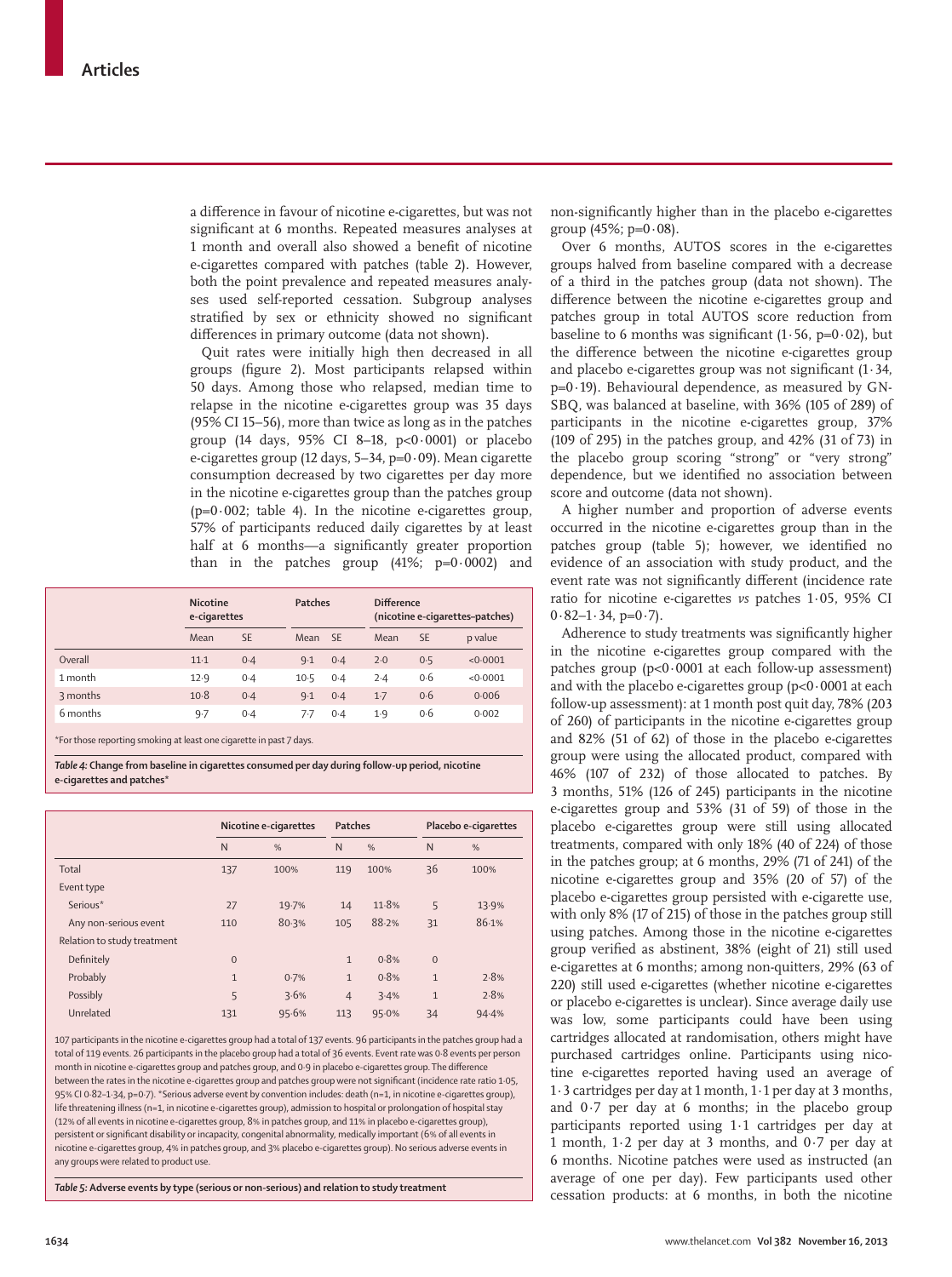a difference in favour of nicotine e-cigarettes, but was not significant at 6 months. Repeated measures analyses at 1 month and overall also showed a benefit of nicotine e-cigarettes compared with patches (table 2). However, both the point prevalence and repeated measures analyses used self-reported cessation. Subgroup analyses stratified by sex or ethnicity showed no significant differences in primary outcome (data not shown).

Quit rates were initially high then decreased in all groups (figure 2). Most participants relapsed within 50 days. Among those who relapsed, median time to relapse in the nicotine e-cigarettes group was 35 days (95% CI 15–56), more than twice as long as in the patches group (14 days, 95% CI 8–18, p<0·0001) or placebo e-cigarettes group (12 days, 5–34, p=0·09). Mean cigarette consumption decreased by two cigarettes per day more in the nicotine e-cigarettes group than the patches group (p=0·002; table 4). In the nicotine e-cigarettes group, 57% of participants reduced daily cigarettes by at least half at 6 months—a significantly greater proportion than in the patches group (41%; p=0·0002) and non-significantly higher than in the placebo e-cigarettes group (45%; p=0·08).

| | Nicotine e-cigarettes | | Patches | | Difference (nicotine e-cigarettes–patches) | | |
|---|---|---|---|---|---|---|---|
| | Mean | SE | Mean | SE | Mean | SE | p value |
| Overall | 11·1 | 0·4 | 9·1 | 0·4 | 2·0 | 0·5 | <0·0001 |
| 1 month | 12·9 | 0·4 | 10·5 | 0·4 | 2·4 | 0·6 | <0·0001 |
| 3 months | 10·8 | 0·4 | 9·1 | 0·4 | 1·7 | 0·6 | 0·006 |
| 6 months | 9·7 | 0·4 | 7·7 | 0·4 | 1·9 | 0·6 | 0·002 |

*For those reporting smoking at least one cigarette in past 7 days.

*Table 4:* **Change from baseline in cigarettes consumed per day during follow-up period, nicotine e-cigarettes and patches***

| | Nicotine e-cigarettes | | Patches | | Placebo e-cigarettes | |
|---|---|---|---|---|---|---|
| | N | % | N | % | N | % |
| Total | 137 | 100% | 119 | 100% | 36 | 100% |
| Event type | | | | | | |
| Serious* | 27 | 19·7% | 14 | 11·8% | 5 | 13·9% |
| Any non-serious event | 110 | 80·3% | 105 | 88·2% | 31 | 86·1% |
| Relation to study treatment | | | | | | |
| Definitely | 0 | | 1 | 0·8% | 0 | |
| Probably | 1 | 0·7% | 1 | 0·8% | 1 | 2·8% |
| Possibly | 5 | 3·6% | 4 | 3·4% | 1 | 2·8% |
| Unrelated | 131 | 95·6% | 113 | 95·0% | 34 | 94·4% |

107 participants in the nicotine e-cigarettes group had a total of 137 events. 96 participants in the patches group had a total of 119 events. 26 participants in the placebo group had a total of 36 events. Event rate was 0·8 events per person month in nicotine e-cigarettes group and patches group, and 0·9 in placebo e-cigarettes group. The difference between the rates in the nicotine e-cigarettes group and patches group were not significant (incidence rate ratio 1·05, 95% CI 0·82–1·34, p=0·7). *Serious adverse event by convention includes: death (n=1, in nicotine e-cigarettes group), life threatening illness (n=1, in nicotine e-cigarettes group), admission to hospital or prolongation of hospital stay (12% of all events in nicotine e-cigarettes group, 8% in patches group, and 11% in placebo e-cigarettes group), persistent or significant disability or incapacity, congenital abnormality, medically important (6% of all events in nicotine e-cigarettes group, 4% in patches group, and 3% placebo e-cigarettes group). No serious adverse events in any groups were related to product use.

*Table 5:* **Adverse events by type (serious or non-serious) and relation to study treatment**

Over 6 months, AUTOS scores in the e-cigarettes groups halved from baseline compared with a decrease of a third in the patches group (data not shown). The difference between the nicotine e-cigarettes group and patches group in total AUTOS score reduction from baseline to 6 months was significant (1·56, p=0·02), but the difference between the nicotine e-cigarettes group and placebo e-cigarettes group was not significant (1·34, p=0·19). Behavioural dependence, as measured by GN-SBQ, was balanced at baseline, with 36% (105 of 289) of participants in the nicotine e-cigarettes group, 37% (109 of 295) in the patches group, and 42% (31 of 73) in the placebo group scoring "strong" or "very strong" dependence, but we identified no association between score and outcome (data not shown).

A higher number and proportion of adverse events occurred in the nicotine e-cigarettes group than in the patches group (table 5); however, we identified no evidence of an association with study product, and the event rate was not significantly different (incidence rate ratio for nicotine e-cigarettes *vs* patches 1·05, 95% CI 0·82–1·34, p=0·7).

Adherence to study treatments was significantly higher in the nicotine e-cigarettes group compared with the patches group (p<0·0001 at each follow-up assessment) and with the placebo e-cigarettes group (p<0·0001 at each follow-up assessment): at 1 month post quit day, 78% (203 of 260) of participants in the nicotine e-cigarettes group and 82% (51 of 62) of those in the placebo e-cigarettes group were using the allocated product, compared with 46% (107 of 232) of those allocated to patches. By 3 months, 51% (126 of 245) participants in the nicotine e-cigarettes group and 53% (31 of 59) of those in the placebo e-cigarettes group were still using allocated treatments, compared with only 18% (40 of 224) of those in the patches group; at 6 months, 29% (71 of 241) of the nicotine e-cigarettes group and 35% (20 of 57) of the placebo e-cigarettes group persisted with e-cigarette use, with only 8% (17 of 215) of those in the patches group still using patches. Among those in the nicotine e-cigarettes group verified as abstinent, 38% (eight of 21) still used e-cigarettes at 6 months; among non-quitters, 29% (63 of 220) still used e-cigarettes (whether nicotine e-cigarettes or placebo e-cigarettes is unclear). Since average daily use was low, some participants could have been using cartridges allocated at randomisation, others might have purchased cartridges online. Participants using nicotine e-cigarettes reported having used an average of 1·3 cartridges per day at 1 month, 1·1 per day at 3 months, and 0·7 per day at 6 months; in the placebo group participants reported using 1·1 cartridges per day at 1 month, 1·2 per day at 3 months, and 0·7 per day at 6 months. Nicotine patches were used as instructed (an average of one per day). Few participants used other cessation products: at 6 months, in both the nicotine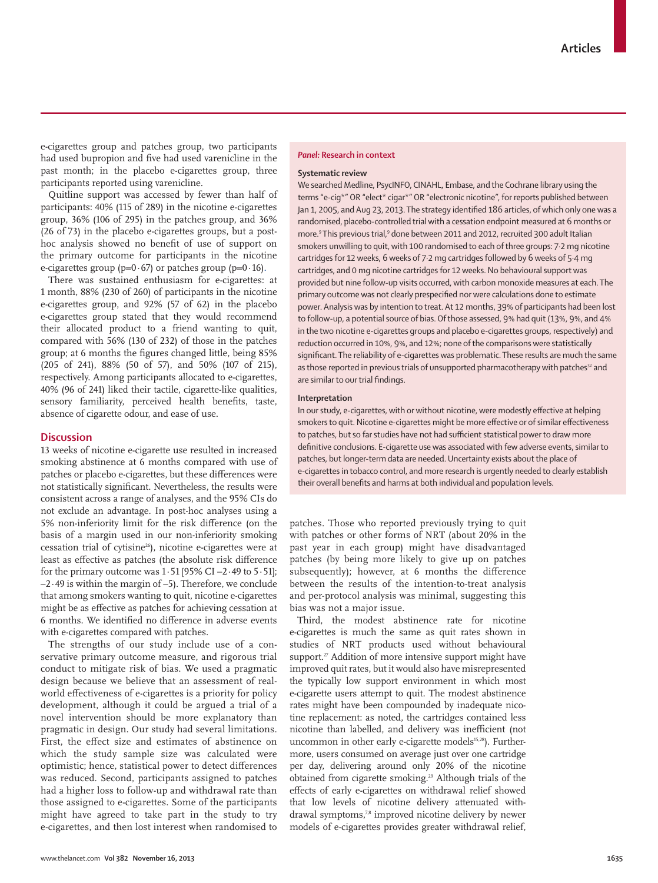e-cigarettes group and patches group, two participants had used bupropion and five had used varenicline in the past month; in the placebo e-cigarettes group, three participants reported using varenicline.

Quitline support was accessed by fewer than half of participants: 40% (115 of 289) in the nicotine e-cigarettes group, 36% (106 of 295) in the patches group, and 36% (26 of 73) in the placebo e-cigarettes groups, but a post-hoc analysis showed no benefit of use of support on the primary outcome for participants in the nicotine e-cigarettes group (p=0·67) or patches group (p=0·16).

There was sustained enthusiasm for e-cigarettes: at 1 month, 88% (230 of 260) of participants in the nicotine e-cigarettes group, and 92% (57 of 62) in the placebo e-cigarettes group stated that they would recommend their allocated product to a friend wanting to quit, compared with 56% (130 of 232) of those in the patches group; at 6 months the figures changed little, being 85% (205 of 241), 88% (50 of 57), and 50% (107 of 215), respectively. Among participants allocated to e-cigarettes, 40% (96 of 241) liked their tactile, cigarette-like qualities, sensory familiarity, perceived health benefits, taste, absence of cigarette odour, and ease of use.

## Discussion

13 weeks of nicotine e-cigarette use resulted in increased smoking abstinence at 6 months compared with use of patches or placebo e-cigarettes, but these differences were not statistically significant. Nevertheless, the results were consistent across a range of analyses, and the 95% CIs do not exclude an advantage. In post-hoc analyses using a 5% non-inferiority limit for the risk difference (on the basis of a margin used in our non-inferiority smoking cessation trial of cytisine[26]), nicotine e-cigarettes were at least as effective as patches (the absolute risk difference for the primary outcome was 1·51 [95% CI –2·49 to 5·51]; –2·49 is within the margin of –5). Therefore, we conclude that among smokers wanting to quit, nicotine e-cigarettes might be as effective as patches for achieving cessation at 6 months. We identified no difference in adverse events with e-cigarettes compared with patches.

The strengths of our study include use of a conservative primary outcome measure, and rigorous trial conduct to mitigate risk of bias. We used a pragmatic design because we believe that an assessment of real-world effectiveness of e-cigarettes is a priority for policy development, although it could be argued a trial of a novel intervention should be more explanatory than pragmatic in design. Our study had several limitations. First, the effect size and estimates of abstinence on which the study sample size was calculated were optimistic; hence, statistical power to detect differences was reduced. Second, participants assigned to patches had a higher loss to follow-up and withdrawal rate than those assigned to e-cigarettes. Some of the participants might have agreed to take part in the study to try e-cigarettes, and then lost interest when randomised to patches. Those who reported previously trying to quit with patches or other forms of NRT (about 20% in the past year in each group) might have disadvantaged patches (by being more likely to give up on patches subsequently); however, at 6 months the difference between the results of the intention-to-treat analysis and per-protocol analysis was minimal, suggesting this bias was not a major issue.

Third, the modest abstinence rate for nicotine e-cigarettes is much the same as quit rates shown in studies of NRT products used without behavioural support.[27] Addition of more intensive support might have improved quit rates, but it would also have misrepresented the typically low support environment in which most e-cigarette users attempt to quit. The modest abstinence rates might have been compounded by inadequate nicotine replacement: as noted, the cartridges contained less nicotine than labelled, and delivery was inefficient (not uncommon in other early e-cigarette models[15,28]). Furthermore, users consumed on average just over one cartridge per day, delivering around only 20% of the nicotine obtained from cigarette smoking.[29] Although trials of the effects of early e-cigarettes on withdrawal relief showed that low levels of nicotine delivery attenuated withdrawal symptoms,[7,8] improved nicotine delivery by newer models of e-cigarettes provides greater withdrawal relief,

> ***Panel:* Research in context**
>
> **Systematic review**
>
> We searched Medline, PsycINFO, CINAHL, Embase, and the Cochrane library using the terms "e-cig*" OR "elect* cigar*" OR "electronic nicotine", for reports published between Jan 1, 2005, and Aug 23, 2013. The strategy identified 186 articles, of which only one was a randomised, placebo-controlled trial with a cessation endpoint measured at 6 months or more.[9] This previous trial,[9] done between 2011 and 2012, recruited 300 adult Italian smokers unwilling to quit, with 100 randomised to each of three groups: 7·2 mg nicotine cartridges for 12 weeks, 6 weeks of 7·2 mg cartridges followed by 6 weeks of 5·4 mg cartridges, and 0 mg nicotine cartridges for 12 weeks. No behavioural support was provided but nine follow-up visits occurred, with carbon monoxide measures at each. The primary outcome was not clearly prespecified nor were calculations done to estimate power. Analysis was by intention to treat. At 12 months, 39% of participants had been lost to follow-up, a potential source of bias. Of those assessed, 9% had quit (13%, 9%, and 4% in the two nicotine e-cigarettes groups and placebo e-cigarettes groups, respectively) and reduction occurred in 10%, 9%, and 12%; none of the comparisons were statistically significant. The reliability of e-cigarettes was problematic. These results are much the same as those reported in previous trials of unsupported pharmacotherapy with patches[32] and are similar to our trial findings.
>
> **Interpretation**
>
> In our study, e-cigarettes, with or without nicotine, were modestly effective at helping smokers to quit. Nicotine e-cigarettes might be more effective or of similar effectiveness to patches, but so far studies have not had sufficient statistical power to draw more definitive conclusions. E-cigarette use was associated with few adverse events, similar to patches, but longer-term data are needed. Uncertainty exists about the place of e-cigarettes in tobacco control, and more research is urgently needed to clearly establish their overall benefits and harms at both individual and population levels.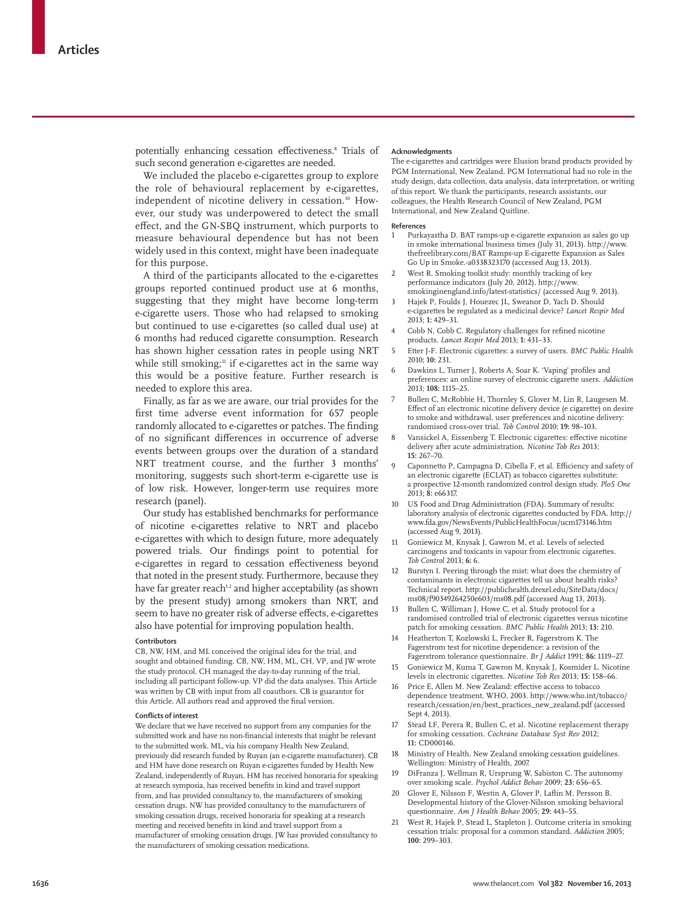potentially enhancing cessation effectiveness.[8] Trials of such second generation e-cigarettes are needed.

We included the placebo e-cigarettes group to explore the role of behavioural replacement by e-cigarettes, independent of nicotine delivery in cessation.[30] However, our study was underpowered to detect the small effect, and the GN-SBQ instrument, which purports to measure behavioural dependence but has not been widely used in this context, might have been inadequate for this purpose.

A third of the participants allocated to the e-cigarettes groups reported continued product use at 6 months, suggesting that they might have become long-term e-cigarette users. Those who had relapsed to smoking but continued to use e-cigarettes (so called dual use) at 6 months had reduced cigarette consumption. Research has shown higher cessation rates in people using NRT while still smoking;[31] if e-cigarettes act in the same way this would be a positive feature. Further research is needed to explore this area.

Finally, as far as we are aware, our trial provides for the first time adverse event information for 657 people randomly allocated to e-cigarettes or patches. The finding of no significant differences in occurrence of adverse events between groups over the duration of a standard NRT treatment course, and the further 3 months' monitoring, suggests such short-term e-cigarette use is of low risk. However, longer-term use requires more research (panel).

Our study has established benchmarks for performance of nicotine e-cigarettes relative to NRT and placebo e-cigarettes with which to design future, more adequately powered trials. Our findings point to potential for e-cigarettes in regard to cessation effectiveness beyond that noted in the present study. Furthermore, because they have far greater reach[1,2] and higher acceptability (as shown by the present study) among smokers than NRT, and seem to have no greater risk of adverse effects, e-cigarettes also have potential for improving population health.

#### Contributors

CB, NW, HM, and ML conceived the original idea for the trial, and sought and obtained funding. CB, NW, HM, ML, CH, VP, and JW wrote the study protocol. CH managed the day-to-day running of the trial, including all participant follow-up. VP did the data analyses. This Article was written by CB with input from all coauthors. CB is guarantor for this Article. All authors read and approved the final version.

#### Conflicts of interest

We declare that we have received no support from any companies for the submitted work and have no non-financial interests that might be relevant to the submitted work. ML, via his company Health New Zealand, previously did research funded by Ruyan (an e-cigarette manufacturer). CB and HM have done research on Ruyan e-cigarettes funded by Health New Zealand, independently of Ruyan. HM has received honoraria for speaking at research symposia, has received benefits in kind and travel support from, and has provided consultancy to, the manufacturers of smoking cessation drugs. NW has provided consultancy to the manufacturers of smoking cessation drugs, received honoraria for speaking at a research meeting and received benefits in kind and travel support from a manufacturer of smoking cessation drugs. JW has provided consultancy to the manufacturers of smoking cessation medications.

#### Acknowledgments

The e-cigarettes and cartridges were Elusion brand products provided by PGM International, New Zealand. PGM International had no role in the study design, data collection, data analysis, data interpretation, or writing of this report. We thank the participants, research assistants, our colleagues, the Health Research Council of New Zealand, PGM International, and New Zealand Quitline.

#### References

1. Purkayastha D. BAT ramps-up e-cigarette expansion as sales go up in smoke international business times (July 31, 2013). http://www.thefreelibrary.com/BAT Ramps-up E-cigarette Expansion as Sales Go Up in Smoke.-a0338323170 (accessed Aug 13, 2013).
2. West R. Smoking toolkit study: monthly tracking of key performance indicators (July 20, 2012). http://www.smokinginengland.info/latest-statistics/ (accessed Aug 9, 2013).
3. Hajek P, Foulds J, Houezec JL, Sweanor D, Yach D. Should e-cigarettes be regulated as a medicinal device? *Lancet Respir Med* 2013; **1:** 429–31.
4. Cobb N, Cobb C. Regulatory challenges for refined nicotine products. *Lancet Respir Med* 2013; **1:** 431–33.
5. Etter J-F. Electronic cigarettes: a survey of users. *BMC Public Health* 2010; **10:** 231.
6. Dawkins L, Turner J, Roberts A, Soar K. 'Vaping' profiles and preferences: an online survey of electronic cigarette users. *Addiction* 2013; **108:** 1115–25.
7. Bullen C, McRobbie H, Thornley S, Glover M, Lin R, Laugesen M. Effect of an electronic nicotine delivery device (e cigarette) on desire to smoke and withdrawal, user preferences and nicotine delivery: randomised cross-over trial. *Tob Control* 2010; **19:** 98–103.
8. Vansickel A, Eissenberg T. Electronic cigarettes: effective nicotine delivery after acute administration. *Nicotine Tob Res* 2013; **15:** 267–70.
9. Caponnetto P, Campagna D, Cibella F, et al. Efficiency and safety of an electronic cigarette (ECLAT) as tobacco cigarettes substitute: a prospective 12-month randomized control design study. *PloS One* 2013; **8:** e66317.
10. US Food and Drug Administration (FDA). Summary of results: laboratory analysis of electronic cigarettes conducted by FDA. http://www.fda.gov/NewsEvents/PublicHealthFocus/ucm173146.htm (accessed Aug 9, 2013).
11. Goniewicz M, Knysak J, Gawron M, et al. Levels of selected carcinogens and toxicants in vapour from electronic cigarettes. *Tob Control* 2013; **6:** 6.
12. Burstyn I. Peering through the mist: what does the chemistry of contaminants in electronic cigarettes tell us about health risks? Technical report. http://publichealth.drexel.edu/SiteData/docs/ms08/f90349264250e603/ms08.pdf (accessed Aug 13, 2013).
13. Bullen C, Williman J, Howe C, et al. Study protocol for a randomised controlled trial of electronic cigarettes versus nicotine patch for smoking cessation. *BMC Public Health* 2013; **13:** 210.
14. Heatherton T, Kozlowski L, Frecker R, Fagerstrom K. The Fagerstrom test for nicotine dependence: a revision of the Fagerstrom tolerance questionnaire. *Br J Addict* 1991; **86:** 1119–27.
15. Goniewicz M, Kuma T, Gawron M, Knysak J, Kosmider L. Nicotine levels in electronic cigarettes. *Nicotine Tob Res* 2013; **15:** 158–66.
16. Price E, Allen M. New Zealand: effective access to tobacco dependence treatment. WHO, 2003. http://www.who.int/tobacco/research/cessation/en/best_practices_new_zealand.pdf (accessed Sept 4, 2013).
17. Stead LF, Perera R, Bullen C, et al. Nicotine replacement therapy for smoking cessation. *Cochrane Database Syst Rev* 2012; **11:** CD000146.
18. Ministry of Health. New Zealand smoking cessation guidelines. Wellington: Ministry of Health, 2007.
19. DiFranza J, Wellman R, Ursprung W, Sabiston C. The autonomy over smoking scale. *Psychol Addict Behav* 2009; **23:** 656–65.
20. Glover E, Nilsson F, Westin A, Glover P, Laflin M, Persson B. Developmental history of the Glover-Nilsson smoking behavioral questionnaire. *Am J Health Behav* 2005; **29:** 443–55.
21. West R, Hajek P, Stead L, Stapleton J. Outcome criteria in smoking cessation trials: proposal for a common standard. *Addiction* 2005; **100:** 299–303.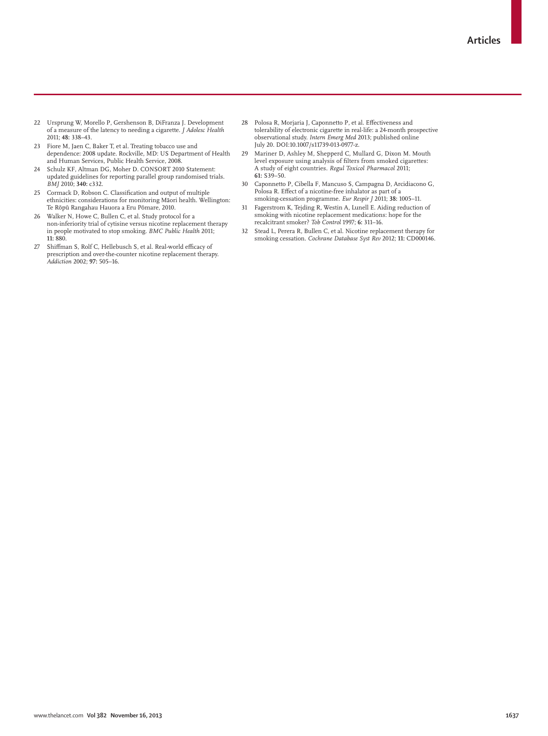22 Ursprung W, Morello P, Gershenson B, DiFranza J. Development of a measure of the latency to needing a cigarette. *J Adolesc Health* 2011; **48:** 338–43.

23 Fiore M, Jaen C, Baker T, et al. Treating tobacco use and dependence: 2008 update. Rockville, MD: US Department of Health and Human Services, Public Health Service, 2008.

24 Schulz KF, Altman DG, Moher D. CONSORT 2010 Statement: updated guidelines for reporting parallel group randomised trials. *BMJ* 2010; **340:** c332.

25 Cormack D, Robson C. Classification and output of multiple ethnicities: considerations for monitoring Māori health. Wellington: Te Rōpū Rangahau Hauora a Eru Pōmare, 2010.

26 Walker N, Howe C, Bullen C, et al. Study protocol for a non-inferiority trial of cytisine versus nicotine replacement therapy in people motivated to stop smoking. *BMC Public Health* 2011; **11:** 880.

27 Shiffman S, Rolf C, Hellebusch S, et al. Real-world efficacy of prescription and over-the-counter nicotine replacement therapy. *Addiction* 2002; **97:** 505–16.

28 Polosa R, Morjaria J, Caponnetto P, et al. Effectiveness and tolerability of electronic cigarette in real-life: a 24-month prospective observational study. *Intern Emerg Med* 2013; published online July 20. DOI:10.1007/s11739-013-0977-z.

29 Mariner D, Ashley M, Shepperd C, Mullard G, Dixon M. Mouth level exposure using analysis of filters from smoked cigarettes: A study of eight countries. *Regul Toxicol Pharmacol* 2011; **61:** S39–50.

30 Caponnetto P, Cibella F, Mancuso S, Campagna D, Arcidiacono G, Polosa R. Effect of a nicotine-free inhalator as part of a smoking-cessation programme. *Eur Respir J* 2011; **38:** 1005–11.

31 Fagerstrom K, Tejding R, Westin A, Lunell E. Aiding reduction of smoking with nicotine replacement medications: hope for the recalcitrant smoker? *Tob Control* 1997; **6:** 311–16.

32 Stead L, Perera R, Bullen C, et al. Nicotine replacement therapy for smoking cessation. *Cochrane Database Syst Rev* 2012; **11:** CD000146.